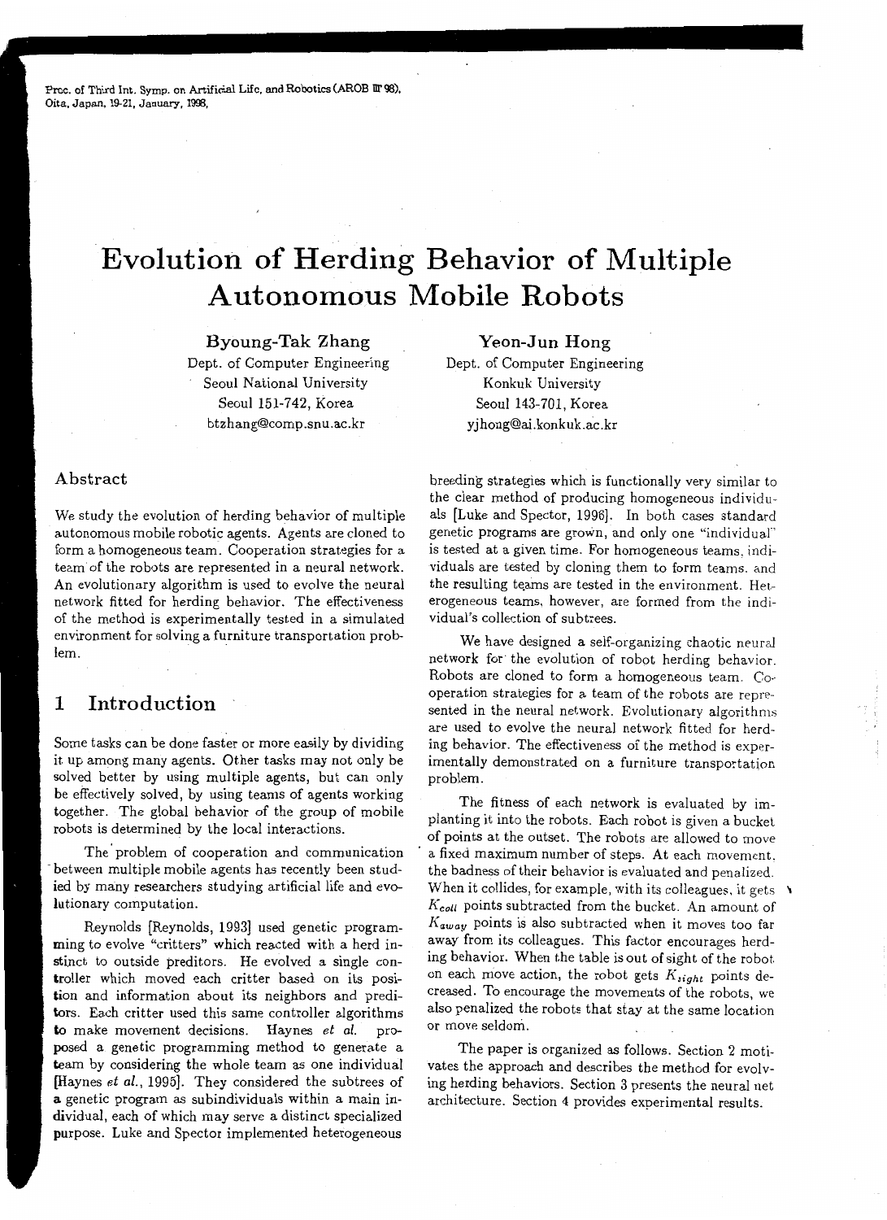Proc. of Third Int. Symp. on Artificial Life, and Robotics (AROB III'98), Oita, Japan, 19-21, January, 1998,

# Evolution of Herding Behavior of Multiple Autonomous Mobile Robots

**Byoung-Tak Zhang**
Dept. of Computer Engineering
Seoul National University
Seoul 151-742, Korea
btzhang@comp.snu.ac.kr

**Yeon-Jun Hong**
Dept. of Computer Engineering
Konkuk University
Seoul 143-701, Korea
yjhong@ai.konkuk.ac.kr

## Abstract

We study the evolution of herding behavior of multiple autonomous mobile robotic agents. Agents are cloned to form a homogeneous team. Cooperation strategies for a team of the robots are represented in a neural network. An evolutionary algorithm is used to evolve the neural network fitted for herding behavior. The effectiveness of the method is experimentally tested in a simulated environment for solving a furniture transportation problem.

## 1 Introduction

Some tasks can be done faster or more easily by dividing it up among many agents. Other tasks may not only be solved better by using multiple agents, but can only be effectively solved, by using teams of agents working together. The global behavior of the group of mobile robots is determined by the local interactions.

The problem of cooperation and communication between multiple mobile agents has recently been studied by many researchers studying artificial life and evolutionary computation.

Reynolds [Reynolds, 1993] used genetic programming to evolve "critters" which reacted with a herd instinct to outside preditors. He evolved a single controller which moved each critter based on its position and information about its neighbors and preditors. Each critter used this same controller algorithms to make movement decisions. Haynes *et al.* proposed a genetic programming method to generate a team by considering the whole team as one individual [Haynes *et al.*, 1995]. They considered the subtrees of a genetic program as subindividuals within a main individual, each of which may serve a distinct specialized purpose. Luke and Spector implemented heterogeneous breeding strategies which is functionally very similar to the clear method of producing homogeneous individuals [Luke and Spector, 1996]. In both cases standard genetic programs are grown, and only one "individual" is tested at a given time. For homogeneous teams, individuals are tested by cloning them to form teams, and the resulting teams are tested in the environment. Heterogeneous teams, however, are formed from the individual's collection of subtrees.

We have designed a self-organizing chaotic neural network for the evolution of robot herding behavior. Robots are cloned to form a homogeneous team. Cooperation strategies for a team of the robots are represented in the neural network. Evolutionary algorithms are used to evolve the neural network fitted for herding behavior. The effectiveness of the method is experimentally demonstrated on a furniture transportation problem.

The fitness of each network is evaluated by implanting it into the robots. Each robot is given a bucket of points at the outset. The robots are allowed to move a fixed maximum number of steps. At each movement, the badness of their behavior is evaluated and penalized. When it collides, for example, with its colleagues, it gets $K_{coll}$ points subtracted from the bucket. An amount of $K_{away}$ points is also subtracted when it moves too far away from its colleagues. This factor encourages herding behavior. When the table is out of sight of the robot on each move action, the robot gets $K_{sight}$ points decreased. To encourage the movements of the robots, we also penalized the robots that stay at the same location or move seldom.

The paper is organized as follows. Section 2 motivates the approach and describes the method for evolving herding behaviors. Section 3 presents the neural net architecture. Section 4 provides experimental results.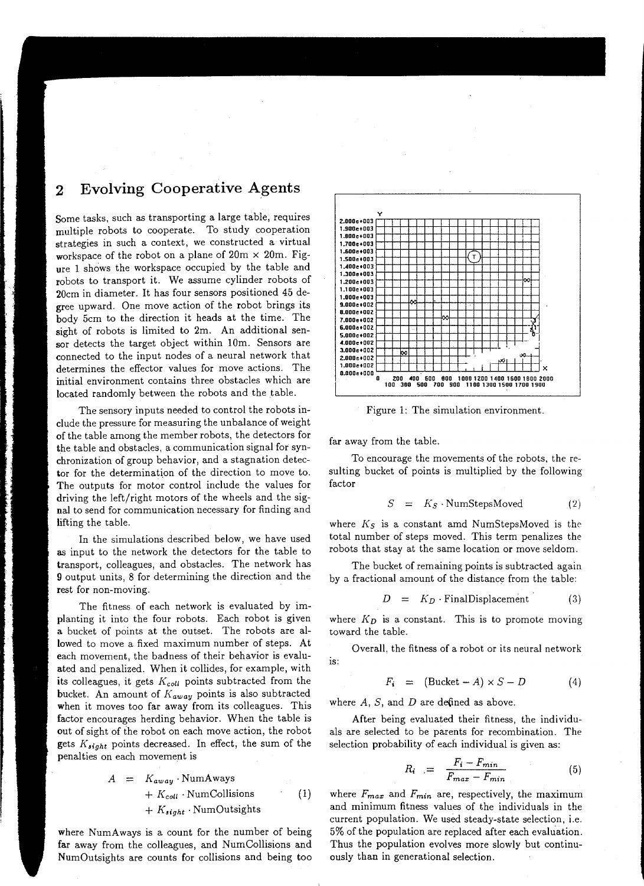## 2 Evolving Cooperative Agents

Some tasks, such as transporting a large table, requires multiple robots to cooperate. To study cooperation strategies in such a context, we constructed a virtual workspace of the robot on a plane of 20m × 20m. Figure 1 shows the workspace occupied by the table and robots to transport it. We assume cylinder robots of 20cm in diameter. It has four sensors positioned 45 degree upward. One move action of the robot brings its body 5cm to the direction it heads at the time. The sight of robots is limited to 2m. An additional sensor detects the target object within 10m. Sensors are connected to the input nodes of a neural network that determines the effector values for move actions. The initial environment contains three obstacles which are located randomly between the robots and the table.

The sensory inputs needed to control the robots include the pressure for measuring the unbalance of weight of the table among the member robots, the detectors for the table and obstacles, a communication signal for synchronization of group behavior, and a stagnation detector for the determination of the direction to move to. The outputs for motor control include the values for driving the left/right motors of the wheels and the signal to send for communication necessary for finding and lifting the table.

In the simulations described below, we have used as input to the network the detectors for the table to transport, colleagues, and obstacles. The network has 9 output units, 8 for determining the direction and the rest for non-moving.

The fitness of each network is evaluated by implanting it into the four robots. Each robot is given a bucket of points at the outset. The robots are allowed to move a fixed maximum number of steps. At each movement, the badness of their behavior is evaluated and penalized. When it collides, for example, with its colleagues, it gets $K_{coll}$ points subtracted from the bucket. An amount of $K_{away}$ points is also subtracted when it moves too far away from its colleagues. This factor encourages herding behavior. When the table is out of sight of the robot on each move action, the robot gets $K_{sight}$ points decreased. In effect, the sum of the penalties on each movement is

$$\begin{aligned} A \;=\; & K_{away} \cdot \text{NumAways} \\ & + K_{coll} \cdot \text{NumCollisions} \\ & + K_{sight} \cdot \text{NumOutsights} \end{aligned} \qquad (1)$$

where NumAways is a count for the number of being far away from the colleagues, and NumCollisions and NumOutsights are counts for collisions and being too far away from the table.

Figure 1: The simulation environment.

To encourage the movements of the robots, the resulting bucket of points is multiplied by the following factor

$$S \;=\; K_S \cdot \text{NumStepsMoved} \qquad (2)$$

where $K_S$ is a constant amd NumStepsMoved is the total number of steps moved. This term penalizes the robots that stay at the same location or move seldom.

The bucket of remaining points is subtracted again by a fractional amount of the distance from the table:

$$D \;=\; K_D \cdot \text{FinalDisplacement} \qquad (3)$$

where $K_D$ is a constant. This is to promote moving toward the table.

Overall, the fitness of a robot or its neural network is:

$$F_i \;=\; (\text{Bucket} - A) \times S - D \qquad (4)$$

where $A$, $S$, and $D$ are defined as above.

After being evaluated their fitness, the individuals are selected to be parents for recombination. The selection probability of each individual is given as:

$$R_i \;:=\; \frac{F_i - F_{min}}{F_{max} - F_{min}} \qquad (5)$$

where $F_{max}$ and $F_{min}$ are, respectively, the maximum and minimum fitness values of the individuals in the current population. We used steady-state selection, i.e. 5% of the population are replaced after each evaluation. Thus the population evolves more slowly but continuously than in generational selection.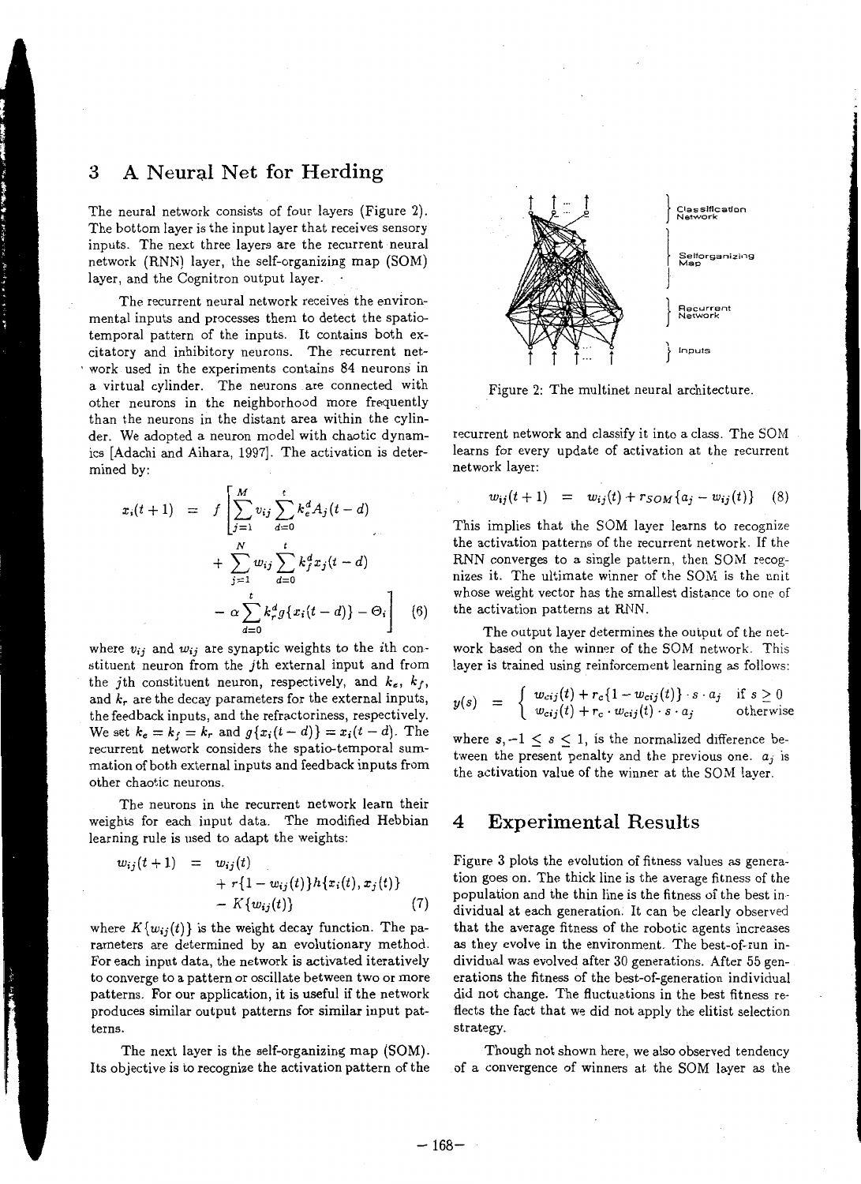# 3 A Neural Net for Herding

The neural network consists of four layers (Figure 2). The bottom layer is the input layer that receives sensory inputs. The next three layers are the recurrent neural network (RNN) layer, the self-organizing map (SOM) layer, and the Cognitron output layer.

The recurrent neural network receives the environmental inputs and processes them to detect the spatio-temporal pattern of the inputs. It contains both excitatory and inhibitory neurons. The recurrent network used in the experiments contains 84 neurons in a virtual cylinder. The neurons are connected with other neurons in the neighborhood more frequently than the neurons in the distant area within the cylinder. We adopted a neuron model with chaotic dynamics [Adachi and Aihara, 1997]. The activation is determined by:

$$
\begin{aligned}
x_i(t+1) = f\Bigg[ & \sum_{j=1}^{M} v_{ij} \sum_{d=0}^{t} k_e^d A_j(t-d) \\
& + \sum_{j=1}^{N} w_{ij} \sum_{d=0}^{t} k_f^d x_j(t-d) \\
& - \alpha \sum_{d=0}^{t} k_r^d g\{x_i(t-d)\} - \Theta_i \Bigg] \qquad (6)
\end{aligned}
$$

where $v_{ij}$ and $w_{ij}$ are synaptic weights to the $i$th constituent neuron from the $j$th external input and from the $j$th constituent neuron, respectively, and $k_e$, $k_f$, and $k_r$ are the decay parameters for the external inputs, the feedback inputs, and the refractoriness, respectively. We set $k_e = k_f = k_r$ and $g\{x_i(t-d)\} = x_i(t-d)$. The recurrent network considers the spatio-temporal summation of both external inputs and feedback inputs from other chaotic neurons.

The neurons in the recurrent network learn their weights for each input data. The modified Hebbian learning rule is used to adapt the weights:

$$
\begin{aligned}
w_{ij}(t+1) = \; & w_{ij}(t) \\
& + r\{1 - w_{ij}(t)\} h\{x_i(t), x_j(t)\} \\
& - K\{w_{ij}(t)\} \qquad (7)
\end{aligned}
$$

where $K\{w_{ij}(t)\}$ is the weight decay function. The parameters are determined by an evolutionary method. For each input data, the network is activated iteratively to converge to a pattern or oscillate between two or more patterns. For our application, it is useful if the network produces similar output patterns for similar input patterns.

The next layer is the self-organizing map (SOM). Its objective is to recognize the activation pattern of the recurrent network and classify it into a class. The SOM learns for every update of activation at the recurrent network layer:

$$
w_{ij}(t+1) = w_{ij}(t) + r_{SOM}\{a_j - w_{ij}(t)\} \qquad (8)
$$

This implies that the SOM layer learns to recognize the activation patterns of the recurrent network. If the RNN converges to a single pattern, then SOM recognizes it. The ultimate winner of the SOM is the unit whose weight vector has the smallest distance to one of the activation patterns at RNN.

Classification Network

Selforganizing Map

Recurrent Network

Inputs

Figure 2: The multinet neural architecture.

The output layer determines the output of the network based on the winner of the SOM network. This layer is trained using reinforcement learning as follows:

$$
y(s) = \begin{cases} w_{cij}(t) + r_c\{1 - w_{cij}(t)\} \cdot s \cdot a_j & \text{if } s \geq 0 \\ w_{cij}(t) + r_c \cdot w_{cij}(t) \cdot s \cdot a_j & \text{otherwise} \end{cases}
$$

where $s, -1 \leq s \leq 1$, is the normalized difference between the present penalty and the previous one. $a_j$ is the activation value of the winner at the SOM layer.

# 4 Experimental Results

Figure 3 plots the evolution of fitness values as generation goes on. The thick line is the average fitness of the population and the thin line is the fitness of the best individual at each generation. It can be clearly observed that the average fitness of the robotic agents increases as they evolve in the environment. The best-of-run individual was evolved after 30 generations. After 55 generations the fitness of the best-of-generation individual did not change. The fluctuations in the best fitness reflects the fact that we did not apply the elitist selection strategy.

Though not shown here, we also observed tendency of a convergence of winners at the SOM layer as the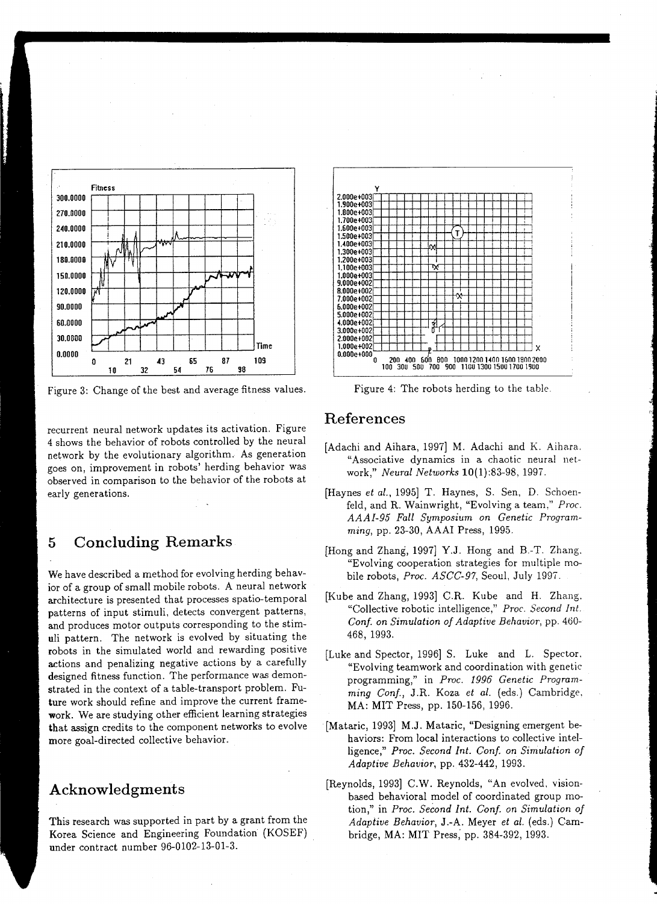Fitness

300.0000

270.0000

240.0000

210.0000

180.0000

150.0000

120.0000

90.0000

60.0000

30.0000

0.0000

0 10 21 32 43 54 65 76 87 98 109

Time

Figure 3: Change of the best and average fitness values.

Y

2.000e+003
1.900e+003
1.800e+003
1.700e+003
1.600e+003
1.500e+003
1.400e+003
1.300e+003
1.200e+003
1.100e+003
1.000e+003
9.000e+002
8.000e+002
7.000e+002
6.000e+002
5.000e+002
4.000e+002
3.000e+002
2.000e+002
1.000e+002
0.000e+000

0 100 200 300 400 500 600 700 800 900 1000 1100 1200 1300 1400 1500 1600 1700 1800 1900 2000

X

T

Figure 4: The robots herding to the table.

recurrent neural network updates its activation. Figure 4 shows the behavior of robots controlled by the neural network by the evolutionary algorithm. As generation goes on, improvement in robots' herding behavior was observed in comparison to the behavior of the robots at early generations.

## 5 Concluding Remarks

We have described a method for evolving herding behavior of a group of small mobile robots. A neural network architecture is presented that processes spatio-temporal patterns of input stimuli, detects convergent patterns, and produces motor outputs corresponding to the stimuli pattern. The network is evolved by situating the robots in the simulated world and rewarding positive actions and penalizing negative actions by a carefully designed fitness function. The performance was demonstrated in the context of a table-transport problem. Future work should refine and improve the current framework. We are studying other efficient learning strategies that assign credits to the component networks to evolve more goal-directed collective behavior.

## Acknowledgments

This research was supported in part by a grant from the Korea Science and Engineering Foundation (KOSEF) under contract number 96-0102-13-01-3.

## References

[Adachi and Aihara, 1997] M. Adachi and K. Aihara, "Associative dynamics in a chaotic neural network," *Neural Networks* **10**(1):83-98, 1997.

[Haynes *et al.*, 1995] T. Haynes, S. Sen, D. Schoenfeld, and R. Wainwright, "Evolving a team," *Proc. AAAI-95 Fall Symposium on Genetic Programming*, pp. 23-30, AAAI Press, 1995.

[Hong and Zhang, 1997] Y.J. Hong and B.-T. Zhang, "Evolving cooperation strategies for multiple mobile robots, *Proc. ASCC-97*, Seoul, July 1997.

[Kube and Zhang, 1993] C.R. Kube and H. Zhang, "Collective robotic intelligence," *Proc. Second Int. Conf. on Simulation of Adaptive Behavior*, pp. 460-468, 1993.

[Luke and Spector, 1996] S. Luke and L. Spector, "Evolving teamwork and coordination with genetic programming," in *Proc. 1996 Genetic Programming Conf.*, J.R. Koza *et al.* (eds.) Cambridge, MA: MIT Press, pp. 150-156, 1996.

[Mataric, 1993] M.J. Mataric, "Designing emergent behaviors: From local interactions to collective intelligence," *Proc. Second Int. Conf. on Simulation of Adaptive Behavior*, pp. 432-442, 1993.

[Reynolds, 1993] C.W. Reynolds, "An evolved, vision-based behavioral model of coordinated group motion," in *Proc. Second Int. Conf. on Simulation of Adaptive Behavior*, J.-A. Meyer *et al.* (eds.) Cambridge, MA: MIT Press, pp. 384-392, 1993.